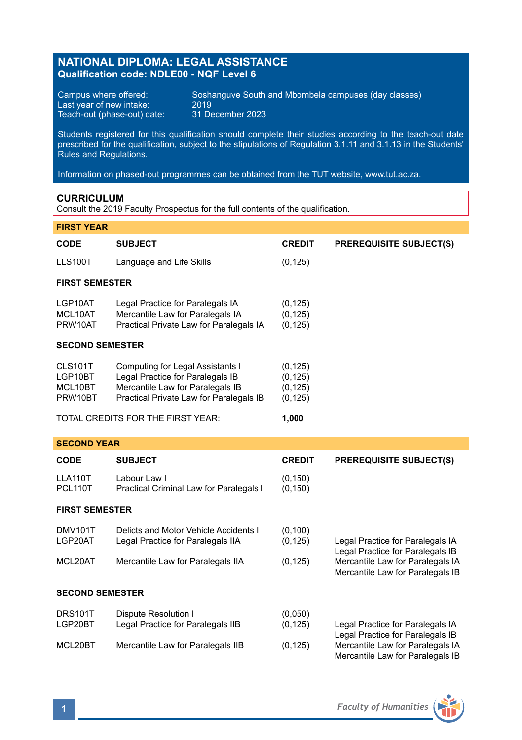# NATIONAL DIPLOMA: LEGAL ASSISTANCE
**Qualification code: NDLE00 - NQF Level 6**

Campus where offered: Soshanguve South and Mbombela campuses (day classes)
Last year of new intake: 2019
Teach-out (phase-out) date: 31 December 2023

Students registered for this qualification should complete their studies according to the teach-out date prescribed for the qualification, subject to the stipulations of Regulation 3.1.11 and 3.1.13 in the Students' Rules and Regulations.

Information on phased-out programmes can be obtained from the TUT website, www.tut.ac.za.

## CURRICULUM
Consult the 2019 Faculty Prospectus for the full contents of the qualification.

### FIRST YEAR

| CODE | SUBJECT | CREDIT | PREREQUISITE SUBJECT(S) |
|---|---|---|---|
| LLS100T | Language and Life Skills | (0,125) | |
| **FIRST SEMESTER** | | | |
| LGP10AT | Legal Practice for Paralegals IA | (0,125) | |
| MCL10AT | Mercantile Law for Paralegals IA | (0,125) | |
| PRW10AT | Practical Private Law for Paralegals IA | (0,125) | |
| **SECOND SEMESTER** | | | |
| CLS101T | Computing for Legal Assistants I | (0,125) | |
| LGP10BT | Legal Practice for Paralegals IB | (0,125) | |
| MCL10BT | Mercantile Law for Paralegals IB | (0,125) | |
| PRW10BT | Practical Private Law for Paralegals IB | (0,125) | |
| TOTAL CREDITS FOR THE FIRST YEAR: | | **1,000** | |

### SECOND YEAR

| CODE | SUBJECT | CREDIT | PREREQUISITE SUBJECT(S) |
|---|---|---|---|
| LLA110T | Labour Law I | (0,150) | |
| PCL110T | Practical Criminal Law for Paralegals I | (0,150) | |
| **FIRST SEMESTER** | | | |
| DMV101T | Delicts and Motor Vehicle Accidents I | (0,100) | |
| LGP20AT | Legal Practice for Paralegals IIA | (0,125) | Legal Practice for Paralegals IA<br>Legal Practice for Paralegals IB |
| MCL20AT | Mercantile Law for Paralegals IIA | (0,125) | Mercantile Law for Paralegals IA<br>Mercantile Law for Paralegals IB |
| **SECOND SEMESTER** | | | |
| DRS101T | Dispute Resolution I | (0,050) | |
| LGP20BT | Legal Practice for Paralegals IIB | (0,125) | Legal Practice for Paralegals IA<br>Legal Practice for Paralegals IB |
| MCL20BT | Mercantile Law for Paralegals IIB | (0,125) | Mercantile Law for Paralegals IA<br>Mercantile Law for Paralegals IB |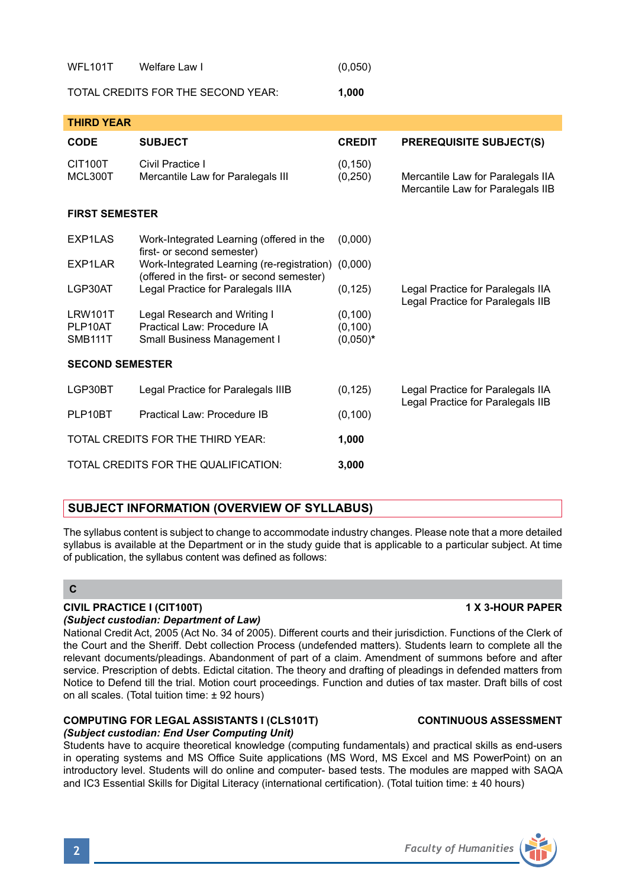| | | | |
|---|---|---|---|
| WFL101T | Welfare Law I | (0,050) | |
| TOTAL CREDITS FOR THE SECOND YEAR: | | **1,000** | |

**THIRD YEAR**

| CODE | SUBJECT | CREDIT | PREREQUISITE SUBJECT(S) |
|---|---|---|---|
| CIT100T | Civil Practice I | (0,150) | |
| MCL300T | Mercantile Law for Paralegals III | (0,250) | Mercantile Law for Paralegals IIA<br>Mercantile Law for Paralegals IIB |
| **FIRST SEMESTER** | | | |
| EXP1LAS | Work-Integrated Learning (offered in the first- or second semester) | (0,000) | |
| EXP1LAR | Work-Integrated Learning (re-registration) (offered in the first- or second semester) | (0,000) | |
| LGP30AT | Legal Practice for Paralegals IIIA | (0,125) | Legal Practice for Paralegals IIA<br>Legal Practice for Paralegals IIB |
| LRW101T | Legal Research and Writing I | (0,100) | |
| PLP10AT | Practical Law: Procedure IA | (0,100) | |
| SMB111T | Small Business Management I | (0,050)* | |
| **SECOND SEMESTER** | | | |
| LGP30BT | Legal Practice for Paralegals IIIB | (0,125) | Legal Practice for Paralegals IIA<br>Legal Practice for Paralegals IIB |
| PLP10BT | Practical Law: Procedure IB | (0,100) | |
| TOTAL CREDITS FOR THE THIRD YEAR: | | **1,000** | |
| TOTAL CREDITS FOR THE QUALIFICATION: | | **3,000** | |

## SUBJECT INFORMATION (OVERVIEW OF SYLLABUS)

The syllabus content is subject to change to accommodate industry changes. Please note that a more detailed syllabus is available at the Department or in the study guide that is applicable to a particular subject. At time of publication, the syllabus content was defined as follows:

### C

**CIVIL PRACTICE I (CIT100T)** — **1 X 3-HOUR PAPER**
***(Subject custodian: Department of Law)***
National Credit Act, 2005 (Act No. 34 of 2005). Different courts and their jurisdiction. Functions of the Clerk of the Court and the Sheriff. Debt collection Process (undefended matters). Students learn to complete all the relevant documents/pleadings. Abandonment of part of a claim. Amendment of summons before and after service. Prescription of debts. Edictal citation. The theory and drafting of pleadings in defended matters from Notice to Defend till the trial. Motion court proceedings. Function and duties of tax master. Draft bills of cost on all scales. (Total tuition time: ± 92 hours)

**COMPUTING FOR LEGAL ASSISTANTS I (CLS101T)** — **CONTINUOUS ASSESSMENT**
***(Subject custodian: End User Computing Unit)***
Students have to acquire theoretical knowledge (computing fundamentals) and practical skills as end-users in operating systems and MS Office Suite applications (MS Word, MS Excel and MS PowerPoint) on an introductory level. Students will do online and computer- based tests. The modules are mapped with SAQA and IC3 Essential Skills for Digital Literacy (international certification). (Total tuition time: ± 40 hours)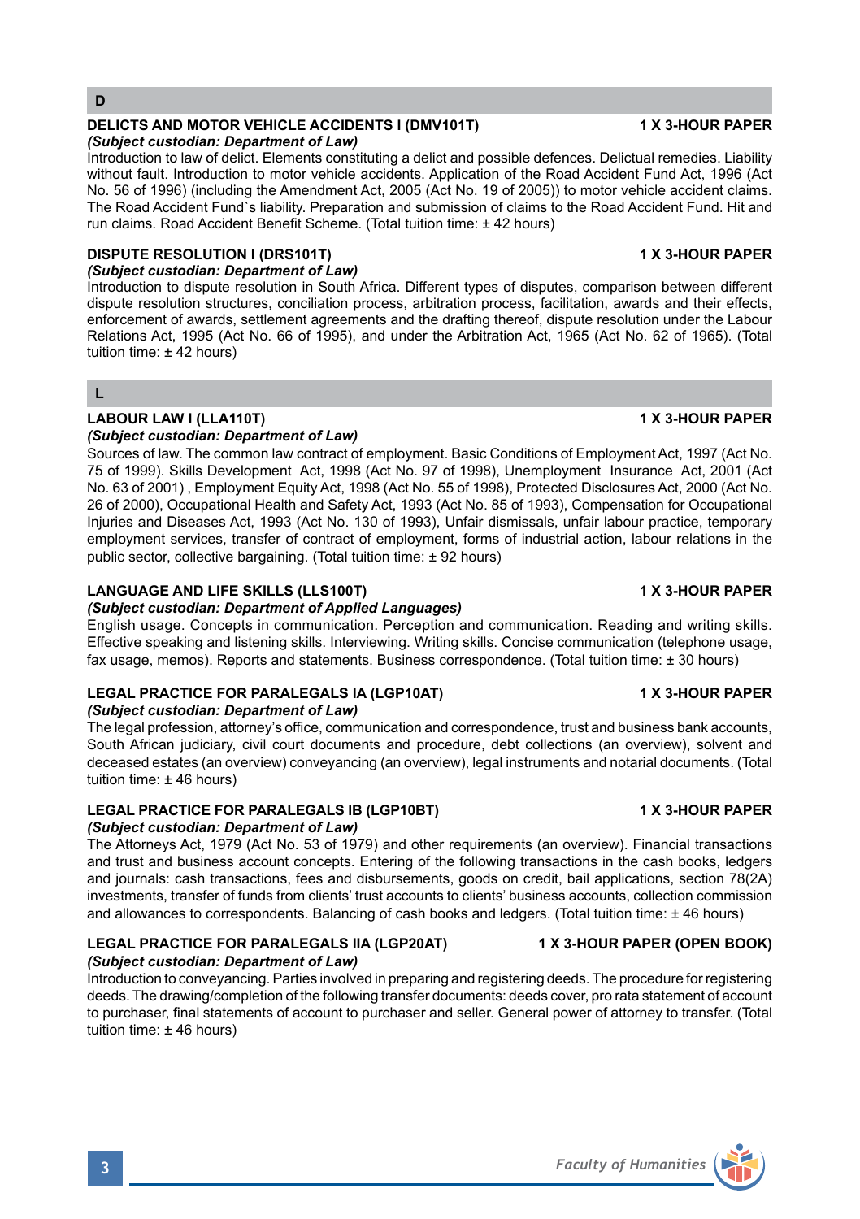## D

### DELICTS AND MOTOR VEHICLE ACCIDENTS I (DMV101T) — 1 X 3-HOUR PAPER

*(Subject custodian: Department of Law)*

Introduction to law of delict. Elements constituting a delict and possible defences. Delictual remedies. Liability without fault. Introduction to motor vehicle accidents. Application of the Road Accident Fund Act, 1996 (Act No. 56 of 1996) (including the Amendment Act, 2005 (Act No. 19 of 2005)) to motor vehicle accident claims. The Road Accident Fund`s liability. Preparation and submission of claims to the Road Accident Fund. Hit and run claims. Road Accident Benefit Scheme. (Total tuition time: ± 42 hours)

### DISPUTE RESOLUTION I (DRS101T) — 1 X 3-HOUR PAPER

*(Subject custodian: Department of Law)*

Introduction to dispute resolution in South Africa. Different types of disputes, comparison between different dispute resolution structures, conciliation process, arbitration process, facilitation, awards and their effects, enforcement of awards, settlement agreements and the drafting thereof, dispute resolution under the Labour Relations Act, 1995 (Act No. 66 of 1995), and under the Arbitration Act, 1965 (Act No. 62 of 1965). (Total tuition time: ± 42 hours)

## L

### LABOUR LAW I (LLA110T) — 1 X 3-HOUR PAPER

*(Subject custodian: Department of Law)*

Sources of law. The common law contract of employment. Basic Conditions of Employment Act, 1997 (Act No. 75 of 1999). Skills Development Act, 1998 (Act No. 97 of 1998), Unemployment Insurance Act, 2001 (Act No. 63 of 2001) , Employment Equity Act, 1998 (Act No. 55 of 1998), Protected Disclosures Act, 2000 (Act No. 26 of 2000), Occupational Health and Safety Act, 1993 (Act No. 85 of 1993), Compensation for Occupational Injuries and Diseases Act, 1993 (Act No. 130 of 1993), Unfair dismissals, unfair labour practice, temporary employment services, transfer of contract of employment, forms of industrial action, labour relations in the public sector, collective bargaining. (Total tuition time: ± 92 hours)

### LANGUAGE AND LIFE SKILLS (LLS100T) — 1 X 3-HOUR PAPER

*(Subject custodian: Department of Applied Languages)*

English usage. Concepts in communication. Perception and communication. Reading and writing skills. Effective speaking and listening skills. Interviewing. Writing skills. Concise communication (telephone usage, fax usage, memos). Reports and statements. Business correspondence. (Total tuition time: ± 30 hours)

### LEGAL PRACTICE FOR PARALEGALS IA (LGP10AT) — 1 X 3-HOUR PAPER

*(Subject custodian: Department of Law)*

The legal profession, attorney's office, communication and correspondence, trust and business bank accounts, South African judiciary, civil court documents and procedure, debt collections (an overview), solvent and deceased estates (an overview) conveyancing (an overview), legal instruments and notarial documents. (Total tuition time: ± 46 hours)

### LEGAL PRACTICE FOR PARALEGALS IB (LGP10BT) — 1 X 3-HOUR PAPER

*(Subject custodian: Department of Law)*

The Attorneys Act, 1979 (Act No. 53 of 1979) and other requirements (an overview). Financial transactions and trust and business account concepts. Entering of the following transactions in the cash books, ledgers and journals: cash transactions, fees and disbursements, goods on credit, bail applications, section 78(2A) investments, transfer of funds from clients' trust accounts to clients' business accounts, collection commission and allowances to correspondents. Balancing of cash books and ledgers. (Total tuition time: ± 46 hours)

### LEGAL PRACTICE FOR PARALEGALS IIA (LGP20AT) — 1 X 3-HOUR PAPER (OPEN BOOK)

*(Subject custodian: Department of Law)*

Introduction to conveyancing. Parties involved in preparing and registering deeds. The procedure for registering deeds. The drawing/completion of the following transfer documents: deeds cover, pro rata statement of account to purchaser, final statements of account to purchaser and seller. General power of attorney to transfer. (Total tuition time: ± 46 hours)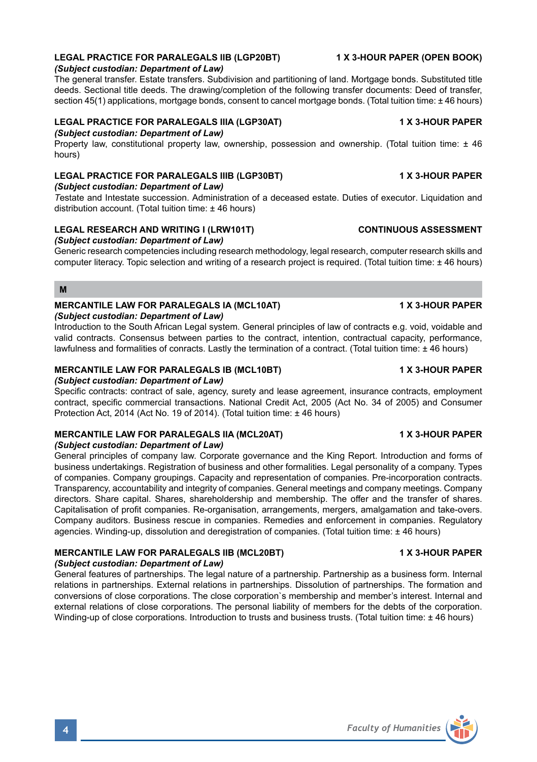**LEGAL PRACTICE FOR PARALEGALS IIB (LGP20BT) 1 X 3-HOUR PAPER (OPEN BOOK)**
***(Subject custodian: Department of Law)***
The general transfer. Estate transfers. Subdivision and partitioning of land. Mortgage bonds. Substituted title deeds. Sectional title deeds. The drawing/completion of the following transfer documents: Deed of transfer, section 45(1) applications, mortgage bonds, consent to cancel mortgage bonds. (Total tuition time: ± 46 hours)

**LEGAL PRACTICE FOR PARALEGALS IIIA (LGP30AT) 1 X 3-HOUR PAPER**
***(Subject custodian: Department of Law)***
Property law, constitutional property law, ownership, possession and ownership. (Total tuition time: ± 46 hours)

**LEGAL PRACTICE FOR PARALEGALS IIIB (LGP30BT) 1 X 3-HOUR PAPER**
***(Subject custodian: Department of Law)***
*T*estate and Intestate succession. Administration of a deceased estate. Duties of executor. Liquidation and distribution account. (Total tuition time: ± 46 hours)

**LEGAL RESEARCH AND WRITING I (LRW101T) CONTINUOUS ASSESSMENT**
***(Subject custodian: Department of Law)***
Generic research competencies including research methodology, legal research, computer research skills and computer literacy. Topic selection and writing of a research project is required. (Total tuition time: ± 46 hours)

## M

**MERCANTILE LAW FOR PARALEGALS IA (MCL10AT) 1 X 3-HOUR PAPER**
***(Subject custodian: Department of Law)***
Introduction to the South African Legal system. General principles of law of contracts e.g. void, voidable and valid contracts. Consensus between parties to the contract, intention, contractual capacity, performance, lawfulness and formalities of conracts. Lastly the termination of a contract. (Total tuition time: ± 46 hours)

**MERCANTILE LAW FOR PARALEGALS IB (MCL10BT) 1 X 3-HOUR PAPER**
***(Subject custodian: Department of Law)***
Specific contracts: contract of sale, agency, surety and lease agreement, insurance contracts, employment contract, specific commercial transactions. National Credit Act, 2005 (Act No. 34 of 2005) and Consumer Protection Act, 2014 (Act No. 19 of 2014). (Total tuition time: ± 46 hours)

**MERCANTILE LAW FOR PARALEGALS IIA (MCL20AT) 1 X 3-HOUR PAPER**
***(Subject custodian: Department of Law)***
General principles of company law. Corporate governance and the King Report. Introduction and forms of business undertakings. Registration of business and other formalities. Legal personality of a company. Types of companies. Company groupings. Capacity and representation of companies. Pre-incorporation contracts. Transparency, accountability and integrity of companies. General meetings and company meetings. Company directors. Share capital. Shares, shareholdership and membership. The offer and the transfer of shares. Capitalisation of profit companies. Re-organisation, arrangements, mergers, amalgamation and take-overs. Company auditors. Business rescue in companies. Remedies and enforcement in companies. Regulatory agencies. Winding-up, dissolution and deregistration of companies. (Total tuition time: ± 46 hours)

**MERCANTILE LAW FOR PARALEGALS IIB (MCL20BT) 1 X 3-HOUR PAPER**
***(Subject custodian: Department of Law)***
General features of partnerships. The legal nature of a partnership. Partnership as a business form. Internal relations in partnerships. External relations in partnerships. Dissolution of partnerships. The formation and conversions of close corporations. The close corporation`s membership and member's interest. Internal and external relations of close corporations. The personal liability of members for the debts of the corporation. Winding-up of close corporations. Introduction to trusts and business trusts. (Total tuition time: ± 46 hours)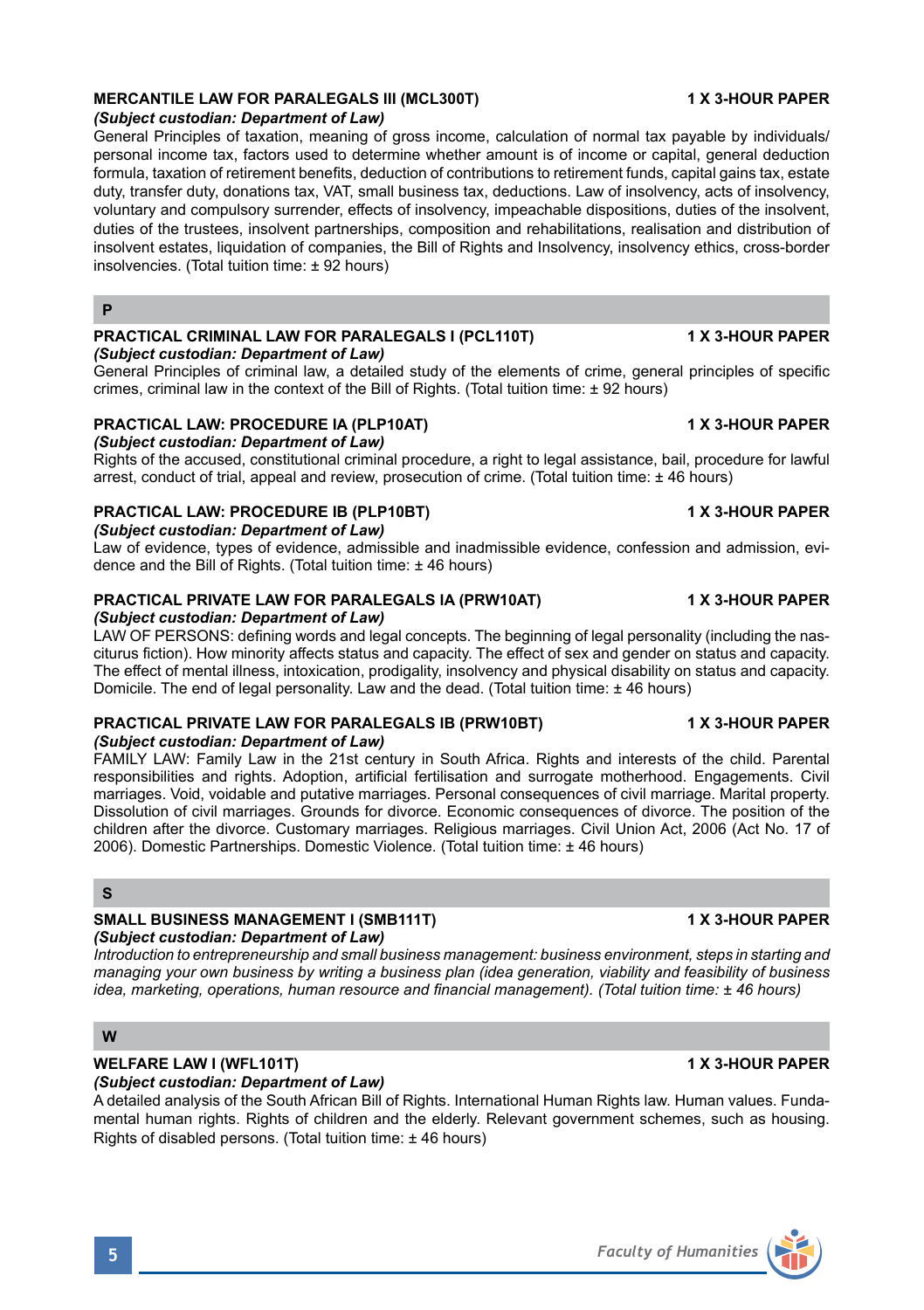### MERCANTILE LAW FOR PARALEGALS III (MCL300T) — 1 X 3-HOUR PAPER

***(Subject custodian: Department of Law)***

General Principles of taxation, meaning of gross income, calculation of normal tax payable by individuals/ personal income tax, factors used to determine whether amount is of income or capital, general deduction formula, taxation of retirement benefits, deduction of contributions to retirement funds, capital gains tax, estate duty, transfer duty, donations tax, VAT, small business tax, deductions. Law of insolvency, acts of insolvency, voluntary and compulsory surrender, effects of insolvency, impeachable dispositions, duties of the insolvent, duties of the trustees, insolvent partnerships, composition and rehabilitations, realisation and distribution of insolvent estates, liquidation of companies, the Bill of Rights and Insolvency, insolvency ethics, cross-border insolvencies. (Total tuition time: ± 92 hours)

## P

### PRACTICAL CRIMINAL LAW FOR PARALEGALS I (PCL110T) — 1 X 3-HOUR PAPER

***(Subject custodian: Department of Law)***

General Principles of criminal law, a detailed study of the elements of crime, general principles of specific crimes, criminal law in the context of the Bill of Rights. (Total tuition time: ± 92 hours)

### PRACTICAL LAW: PROCEDURE IA (PLP10AT) — 1 X 3-HOUR PAPER

***(Subject custodian: Department of Law)***

Rights of the accused, constitutional criminal procedure, a right to legal assistance, bail, procedure for lawful arrest, conduct of trial, appeal and review, prosecution of crime. (Total tuition time: ± 46 hours)

### PRACTICAL LAW: PROCEDURE IB (PLP10BT) — 1 X 3-HOUR PAPER

***(Subject custodian: Department of Law)***

Law of evidence, types of evidence, admissible and inadmissible evidence, confession and admission, evidence and the Bill of Rights. (Total tuition time: ± 46 hours)

### PRACTICAL PRIVATE LAW FOR PARALEGALS IA (PRW10AT) — 1 X 3-HOUR PAPER

***(Subject custodian: Department of Law)***

LAW OF PERSONS: defining words and legal concepts. The beginning of legal personality (including the nasciturus fiction). How minority affects status and capacity. The effect of sex and gender on status and capacity. The effect of mental illness, intoxication, prodigality, insolvency and physical disability on status and capacity. Domicile. The end of legal personality. Law and the dead. (Total tuition time: ± 46 hours)

### PRACTICAL PRIVATE LAW FOR PARALEGALS IB (PRW10BT) — 1 X 3-HOUR PAPER

***(Subject custodian: Department of Law)***

FAMILY LAW: Family Law in the 21st century in South Africa. Rights and interests of the child. Parental responsibilities and rights. Adoption, artificial fertilisation and surrogate motherhood. Engagements. Civil marriages. Void, voidable and putative marriages. Personal consequences of civil marriage. Marital property. Dissolution of civil marriages. Grounds for divorce. Economic consequences of divorce. The position of the children after the divorce. Customary marriages. Religious marriages. Civil Union Act, 2006 (Act No. 17 of 2006). Domestic Partnerships. Domestic Violence. (Total tuition time: ± 46 hours)

## S

### SMALL BUSINESS MANAGEMENT I (SMB111T) — 1 X 3-HOUR PAPER

***(Subject custodian: Department of Law)***

*Introduction to entrepreneurship and small business management: business environment, steps in starting and managing your own business by writing a business plan (idea generation, viability and feasibility of business idea, marketing, operations, human resource and financial management). (Total tuition time: ± 46 hours)*

## W

### WELFARE LAW I (WFL101T) — 1 X 3-HOUR PAPER

***(Subject custodian: Department of Law)***

A detailed analysis of the South African Bill of Rights. International Human Rights law. Human values. Fundamental human rights. Rights of children and the elderly. Relevant government schemes, such as housing. Rights of disabled persons. (Total tuition time: ± 46 hours)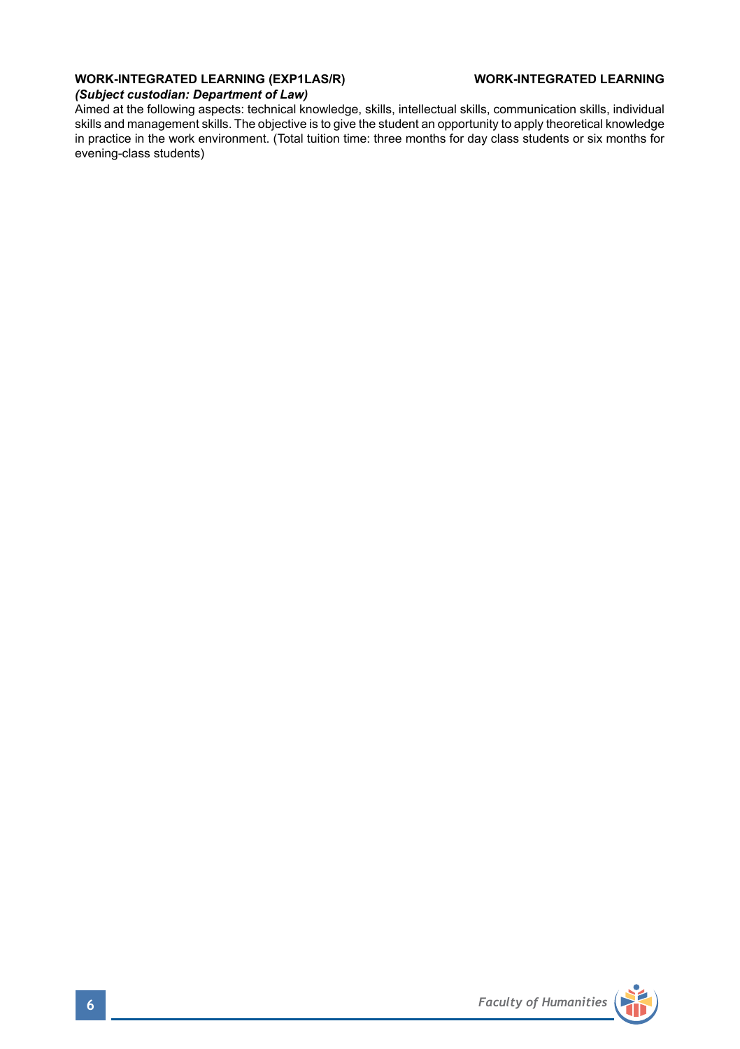**WORK-INTEGRATED LEARNING (EXP1LAS/R)** **WORK-INTEGRATED LEARNING**

***(Subject custodian: Department of Law)***

Aimed at the following aspects: technical knowledge, skills, intellectual skills, communication skills, individual skills and management skills. The objective is to give the student an opportunity to apply theoretical knowledge in practice in the work environment. (Total tuition time: three months for day class students or six months for evening-class students)